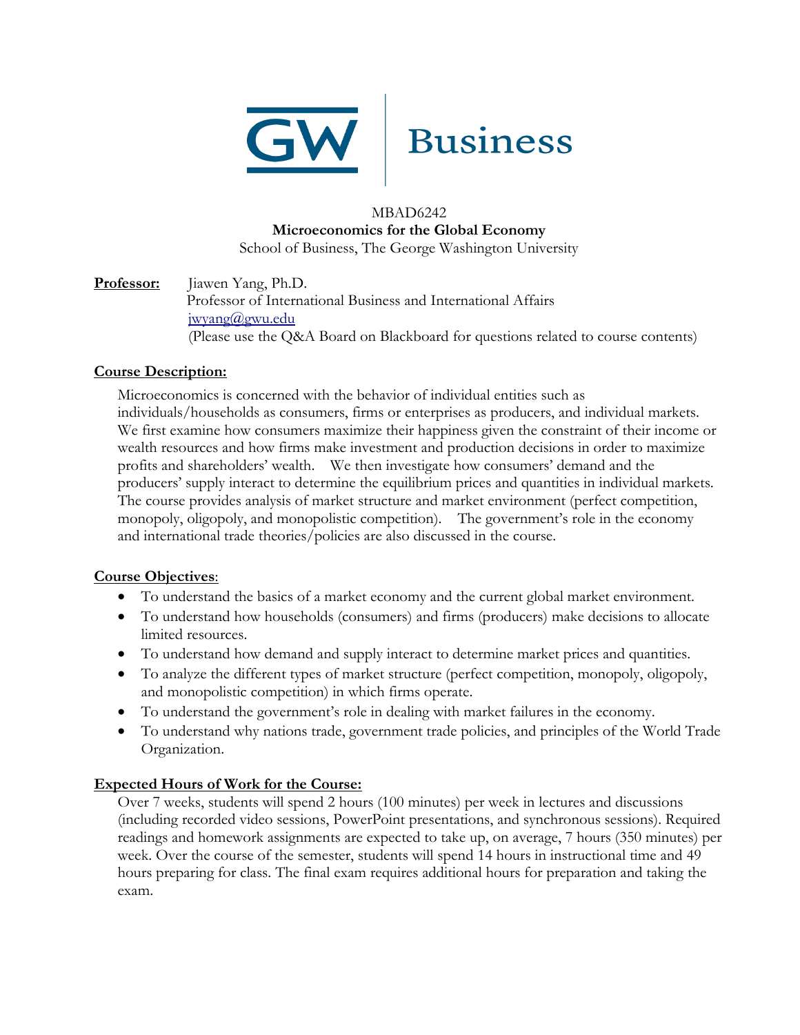GW | Business

MBAD6242

**Microeconomics for the Global Economy**

School of Business, The George Washington University

**Professor:** Jiawen Yang, Ph.D.
Professor of International Business and International Affairs
jwyang@gwu.edu
(Please use the Q&A Board on Blackboard for questions related to course contents)

## Course Description:

Microeconomics is concerned with the behavior of individual entities such as individuals/households as consumers, firms or enterprises as producers, and individual markets. We first examine how consumers maximize their happiness given the constraint of their income or wealth resources and how firms make investment and production decisions in order to maximize profits and shareholders' wealth. We then investigate how consumers' demand and the producers' supply interact to determine the equilibrium prices and quantities in individual markets. The course provides analysis of market structure and market environment (perfect competition, monopoly, oligopoly, and monopolistic competition). The government's role in the economy and international trade theories/policies are also discussed in the course.

## Course Objectives:

- To understand the basics of a market economy and the current global market environment.
- To understand how households (consumers) and firms (producers) make decisions to allocate limited resources.
- To understand how demand and supply interact to determine market prices and quantities.
- To analyze the different types of market structure (perfect competition, monopoly, oligopoly, and monopolistic competition) in which firms operate.
- To understand the government's role in dealing with market failures in the economy.
- To understand why nations trade, government trade policies, and principles of the World Trade Organization.

## Expected Hours of Work for the Course:

Over 7 weeks, students will spend 2 hours (100 minutes) per week in lectures and discussions (including recorded video sessions, PowerPoint presentations, and synchronous sessions). Required readings and homework assignments are expected to take up, on average, 7 hours (350 minutes) per week. Over the course of the semester, students will spend 14 hours in instructional time and 49 hours preparing for class. The final exam requires additional hours for preparation and taking the exam.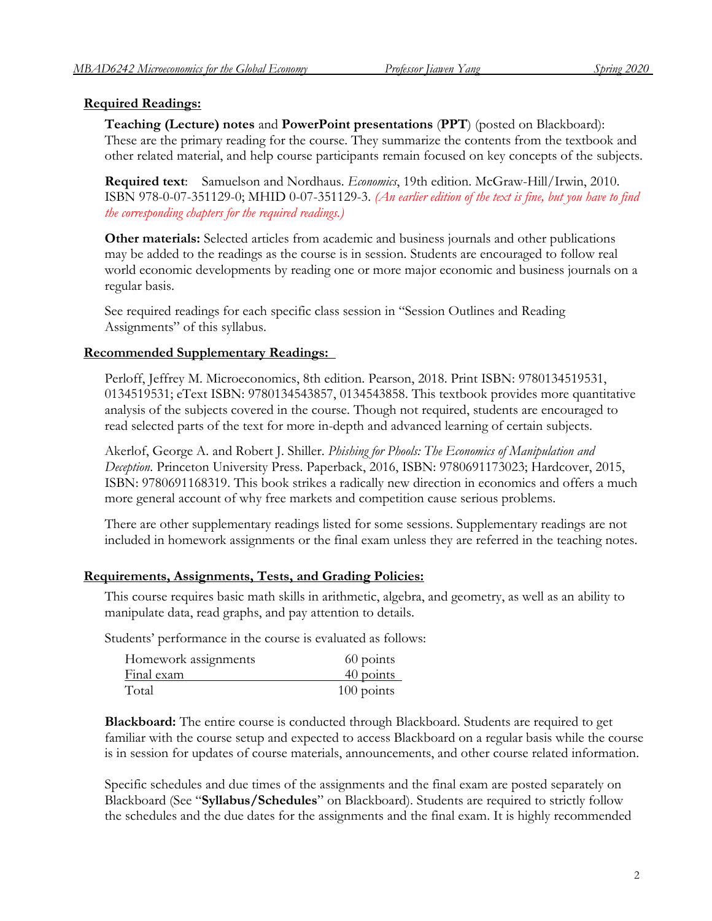**Required Readings:**

**Teaching (Lecture) notes** and **PowerPoint presentations** (**PPT**) (posted on Blackboard): These are the primary reading for the course. They summarize the contents from the textbook and other related material, and help course participants remain focused on key concepts of the subjects.

**Required text**: Samuelson and Nordhaus. *Economics*, 19th edition. McGraw-Hill/Irwin, 2010. ISBN 978-0-07-351129-0; MHID 0-07-351129-3. *(An earlier edition of the text is fine, but you have to find the corresponding chapters for the required readings.)*

**Other materials:** Selected articles from academic and business journals and other publications may be added to the readings as the course is in session. Students are encouraged to follow real world economic developments by reading one or more major economic and business journals on a regular basis.

See required readings for each specific class session in "Session Outlines and Reading Assignments" of this syllabus.

**Recommended Supplementary Readings:**

Perloff, Jeffrey M. Microeconomics, 8th edition. Pearson, 2018. Print ISBN: 9780134519531, 0134519531; eText ISBN: 9780134543857, 0134543858. This textbook provides more quantitative analysis of the subjects covered in the course. Though not required, students are encouraged to read selected parts of the text for more in-depth and advanced learning of certain subjects.

Akerlof, George A. and Robert J. Shiller. *Phishing for Phools: The Economics of Manipulation and Deception*. Princeton University Press. Paperback, 2016, ISBN: 9780691173023; Hardcover, 2015, ISBN: 9780691168319. This book strikes a radically new direction in economics and offers a much more general account of why free markets and competition cause serious problems.

There are other supplementary readings listed for some sessions. Supplementary readings are not included in homework assignments or the final exam unless they are referred in the teaching notes.

**Requirements, Assignments, Tests, and Grading Policies:**

This course requires basic math skills in arithmetic, algebra, and geometry, as well as an ability to manipulate data, read graphs, and pay attention to details.

Students' performance in the course is evaluated as follows:

| | |
|---|---|
| Homework assignments | 60 points |
| Final exam | 40 points |
| Total | 100 points |

**Blackboard:** The entire course is conducted through Blackboard. Students are required to get familiar with the course setup and expected to access Blackboard on a regular basis while the course is in session for updates of course materials, announcements, and other course related information.

Specific schedules and due times of the assignments and the final exam are posted separately on Blackboard (See "**Syllabus/Schedules**" on Blackboard). Students are required to strictly follow the schedules and the due dates for the assignments and the final exam. It is highly recommended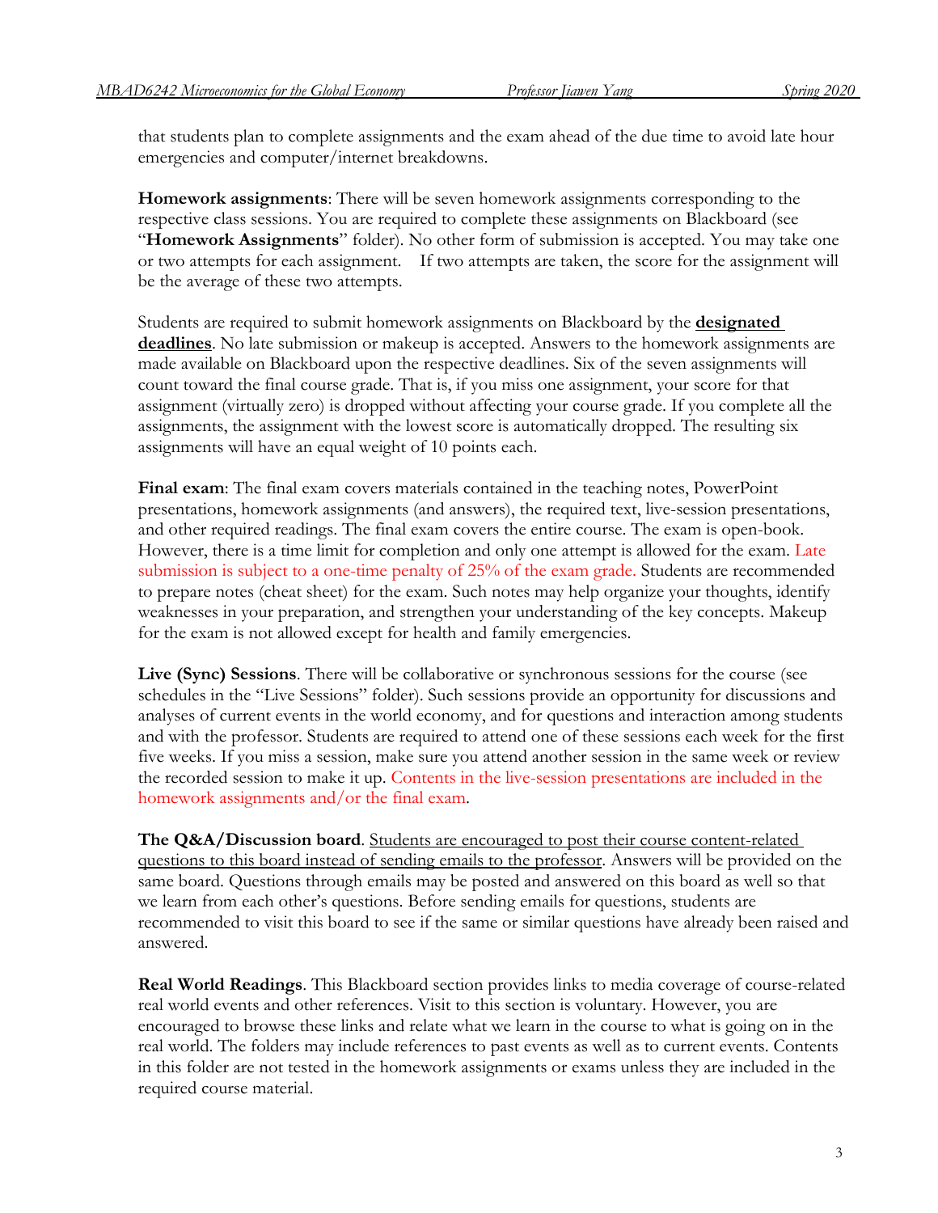that students plan to complete assignments and the exam ahead of the due time to avoid late hour emergencies and computer/internet breakdowns.

**Homework assignments**: There will be seven homework assignments corresponding to the respective class sessions. You are required to complete these assignments on Blackboard (see "**Homework Assignments**" folder). No other form of submission is accepted. You may take one or two attempts for each assignment. If two attempts are taken, the score for the assignment will be the average of these two attempts.

Students are required to submit homework assignments on Blackboard by the **designated deadlines**. No late submission or makeup is accepted. Answers to the homework assignments are made available on Blackboard upon the respective deadlines. Six of the seven assignments will count toward the final course grade. That is, if you miss one assignment, your score for that assignment (virtually zero) is dropped without affecting your course grade. If you complete all the assignments, the assignment with the lowest score is automatically dropped. The resulting six assignments will have an equal weight of 10 points each.

**Final exam**: The final exam covers materials contained in the teaching notes, PowerPoint presentations, homework assignments (and answers), the required text, live-session presentations, and other required readings. The final exam covers the entire course. The exam is open-book. However, there is a time limit for completion and only one attempt is allowed for the exam. Late submission is subject to a one-time penalty of 25% of the exam grade. Students are recommended to prepare notes (cheat sheet) for the exam. Such notes may help organize your thoughts, identify weaknesses in your preparation, and strengthen your understanding of the key concepts. Makeup for the exam is not allowed except for health and family emergencies.

**Live (Sync) Sessions**. There will be collaborative or synchronous sessions for the course (see schedules in the "Live Sessions" folder). Such sessions provide an opportunity for discussions and analyses of current events in the world economy, and for questions and interaction among students and with the professor. Students are required to attend one of these sessions each week for the first five weeks. If you miss a session, make sure you attend another session in the same week or review the recorded session to make it up. Contents in the live-session presentations are included in the homework assignments and/or the final exam.

**The Q&A/Discussion board**. Students are encouraged to post their course content-related questions to this board instead of sending emails to the professor. Answers will be provided on the same board. Questions through emails may be posted and answered on this board as well so that we learn from each other's questions. Before sending emails for questions, students are recommended to visit this board to see if the same or similar questions have already been raised and answered.

**Real World Readings**. This Blackboard section provides links to media coverage of course-related real world events and other references. Visit to this section is voluntary. However, you are encouraged to browse these links and relate what we learn in the course to what is going on in the real world. The folders may include references to past events as well as to current events. Contents in this folder are not tested in the homework assignments or exams unless they are included in the required course material.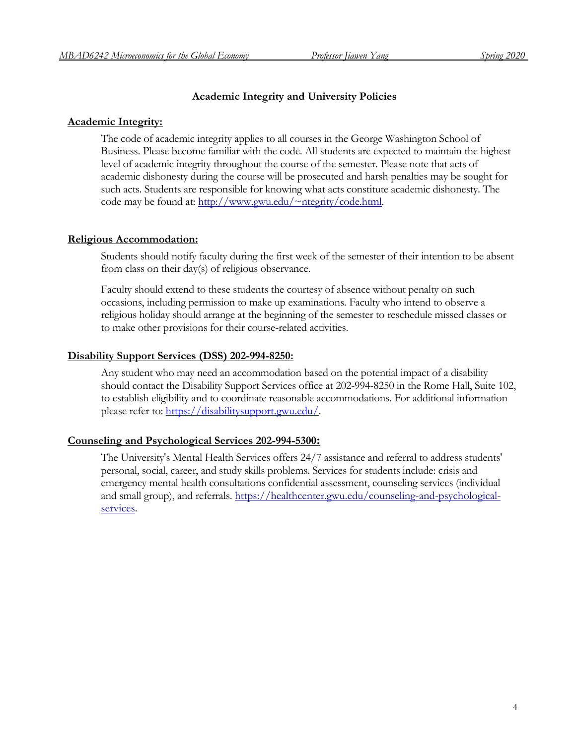## Academic Integrity and University Policies

**Academic Integrity:**

The code of academic integrity applies to all courses in the George Washington School of Business. Please become familiar with the code. All students are expected to maintain the highest level of academic integrity throughout the course of the semester. Please note that acts of academic dishonesty during the course will be prosecuted and harsh penalties may be sought for such acts. Students are responsible for knowing what acts constitute academic dishonesty. The code may be found at: http://www.gwu.edu/~ntegrity/code.html.

**Religious Accommodation:**

Students should notify faculty during the first week of the semester of their intention to be absent from class on their day(s) of religious observance.

Faculty should extend to these students the courtesy of absence without penalty on such occasions, including permission to make up examinations. Faculty who intend to observe a religious holiday should arrange at the beginning of the semester to reschedule missed classes or to make other provisions for their course-related activities.

**Disability Support Services (DSS) 202-994-8250:**

Any student who may need an accommodation based on the potential impact of a disability should contact the Disability Support Services office at 202-994-8250 in the Rome Hall, Suite 102, to establish eligibility and to coordinate reasonable accommodations. For additional information please refer to: https://disabilitysupport.gwu.edu/.

**Counseling and Psychological Services 202-994-5300:**

The University's Mental Health Services offers 24/7 assistance and referral to address students' personal, social, career, and study skills problems. Services for students include: crisis and emergency mental health consultations confidential assessment, counseling services (individual and small group), and referrals. https://healthcenter.gwu.edu/counseling-and-psychological-services.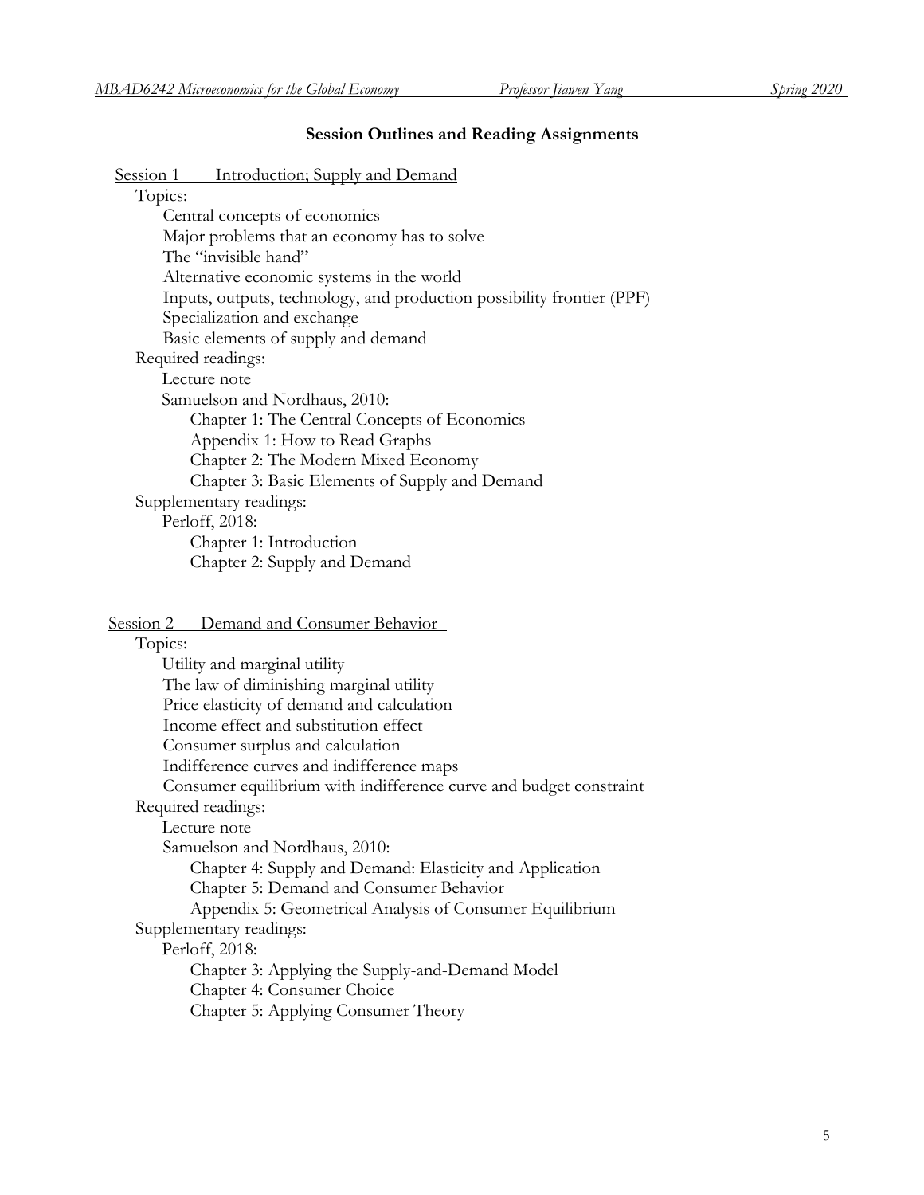## Session Outlines and Reading Assignments

### Session 1 Introduction; Supply and Demand

Topics:

- Central concepts of economics
- Major problems that an economy has to solve
- The "invisible hand"
- Alternative economic systems in the world
- Inputs, outputs, technology, and production possibility frontier (PPF)
- Specialization and exchange
- Basic elements of supply and demand

Required readings:

- Lecture note
- Samuelson and Nordhaus, 2010:
  - Chapter 1: The Central Concepts of Economics
  - Appendix 1: How to Read Graphs
  - Chapter 2: The Modern Mixed Economy
  - Chapter 3: Basic Elements of Supply and Demand

Supplementary readings:

- Perloff, 2018:
  - Chapter 1: Introduction
  - Chapter 2: Supply and Demand

### Session 2 Demand and Consumer Behavior

Topics:

- Utility and marginal utility
- The law of diminishing marginal utility
- Price elasticity of demand and calculation
- Income effect and substitution effect
- Consumer surplus and calculation
- Indifference curves and indifference maps
- Consumer equilibrium with indifference curve and budget constraint

Required readings:

- Lecture note
- Samuelson and Nordhaus, 2010:
  - Chapter 4: Supply and Demand: Elasticity and Application
  - Chapter 5: Demand and Consumer Behavior
  - Appendix 5: Geometrical Analysis of Consumer Equilibrium

Supplementary readings:

- Perloff, 2018:
  - Chapter 3: Applying the Supply-and-Demand Model
  - Chapter 4: Consumer Choice
  - Chapter 5: Applying Consumer Theory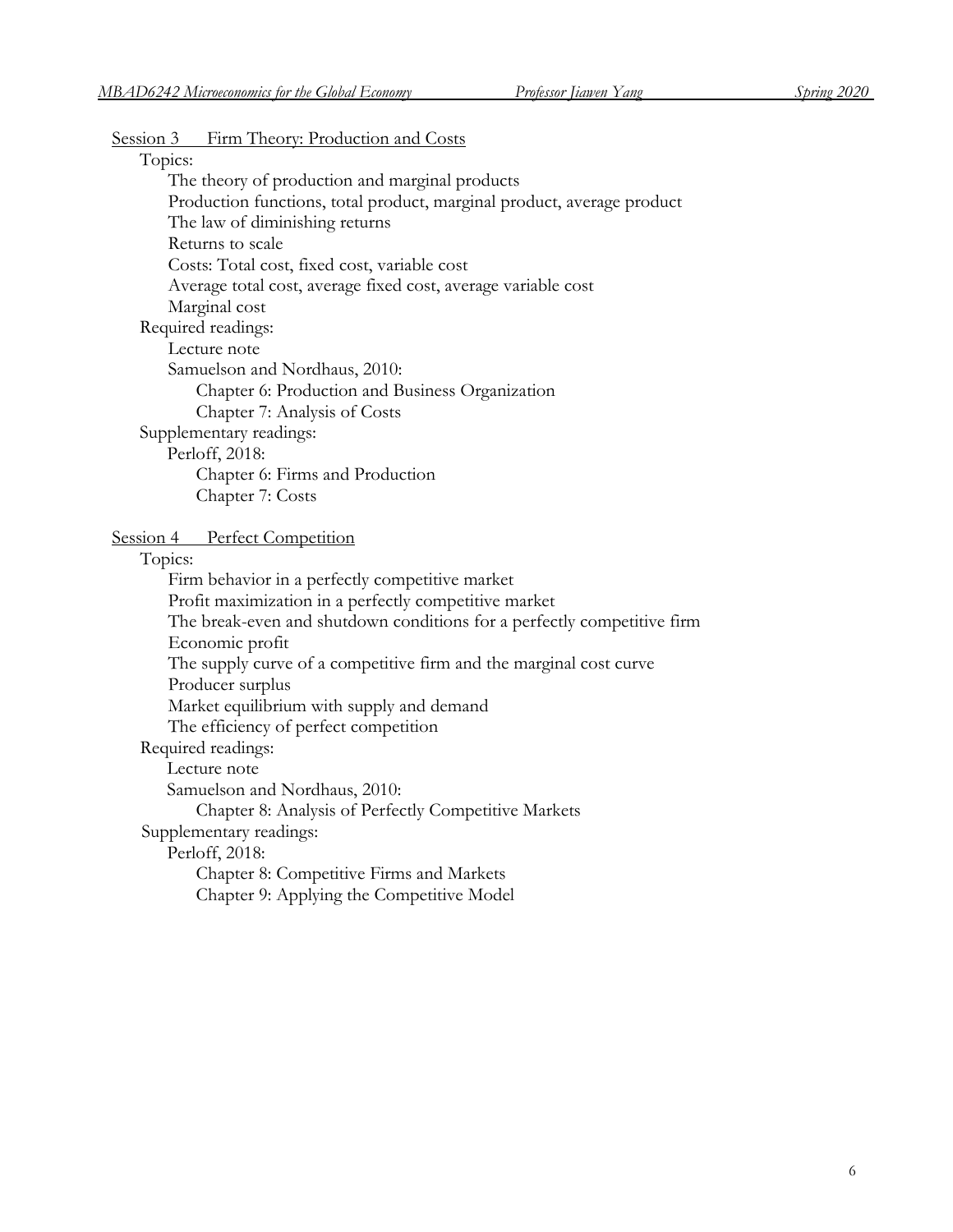## Session 3 Firm Theory: Production and Costs

Topics:

- The theory of production and marginal products
- Production functions, total product, marginal product, average product
- The law of diminishing returns
- Returns to scale
- Costs: Total cost, fixed cost, variable cost
- Average total cost, average fixed cost, average variable cost
- Marginal cost

Required readings:

- Lecture note
- Samuelson and Nordhaus, 2010:
  - Chapter 6: Production and Business Organization
  - Chapter 7: Analysis of Costs

Supplementary readings:

- Perloff, 2018:
  - Chapter 6: Firms and Production
  - Chapter 7: Costs

## Session 4 Perfect Competition

Topics:

- Firm behavior in a perfectly competitive market
- Profit maximization in a perfectly competitive market
- The break-even and shutdown conditions for a perfectly competitive firm
- Economic profit
- The supply curve of a competitive firm and the marginal cost curve
- Producer surplus
- Market equilibrium with supply and demand
- The efficiency of perfect competition

Required readings:

- Lecture note
- Samuelson and Nordhaus, 2010:
  - Chapter 8: Analysis of Perfectly Competitive Markets

Supplementary readings:

- Perloff, 2018:
  - Chapter 8: Competitive Firms and Markets
  - Chapter 9: Applying the Competitive Model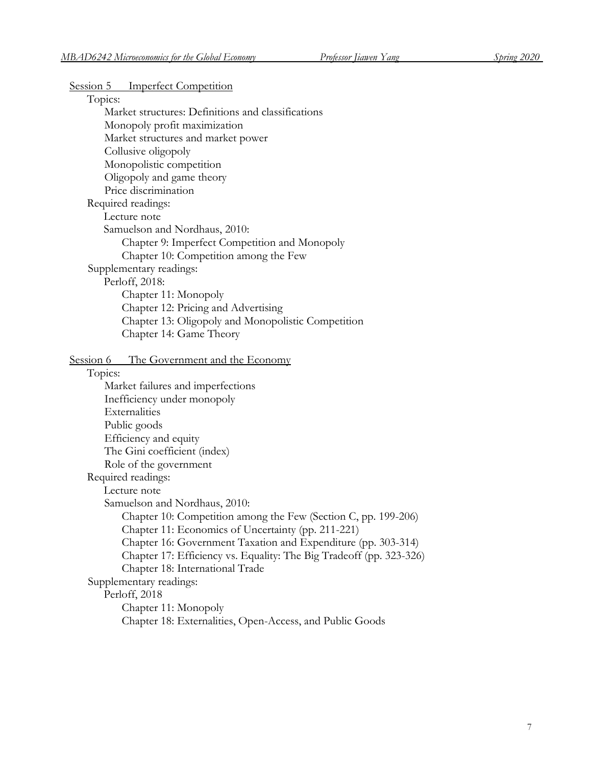## Session 5 Imperfect Competition

Topics:

- Market structures: Definitions and classifications
- Monopoly profit maximization
- Market structures and market power
- Collusive oligopoly
- Monopolistic competition
- Oligopoly and game theory
- Price discrimination

Required readings:

- Lecture note
- Samuelson and Nordhaus, 2010:
  - Chapter 9: Imperfect Competition and Monopoly
  - Chapter 10: Competition among the Few

Supplementary readings:

- Perloff, 2018:
  - Chapter 11: Monopoly
  - Chapter 12: Pricing and Advertising
  - Chapter 13: Oligopoly and Monopolistic Competition
  - Chapter 14: Game Theory

## Session 6 The Government and the Economy

Topics:

- Market failures and imperfections
- Inefficiency under monopoly
- Externalities
- Public goods
- Efficiency and equity
- The Gini coefficient (index)
- Role of the government

Required readings:

- Lecture note
- Samuelson and Nordhaus, 2010:
  - Chapter 10: Competition among the Few (Section C, pp. 199-206)
  - Chapter 11: Economics of Uncertainty (pp. 211-221)
  - Chapter 16: Government Taxation and Expenditure (pp. 303-314)
  - Chapter 17: Efficiency vs. Equality: The Big Tradeoff (pp. 323-326)
  - Chapter 18: International Trade

Supplementary readings:

- Perloff, 2018
  - Chapter 11: Monopoly
  - Chapter 18: Externalities, Open-Access, and Public Goods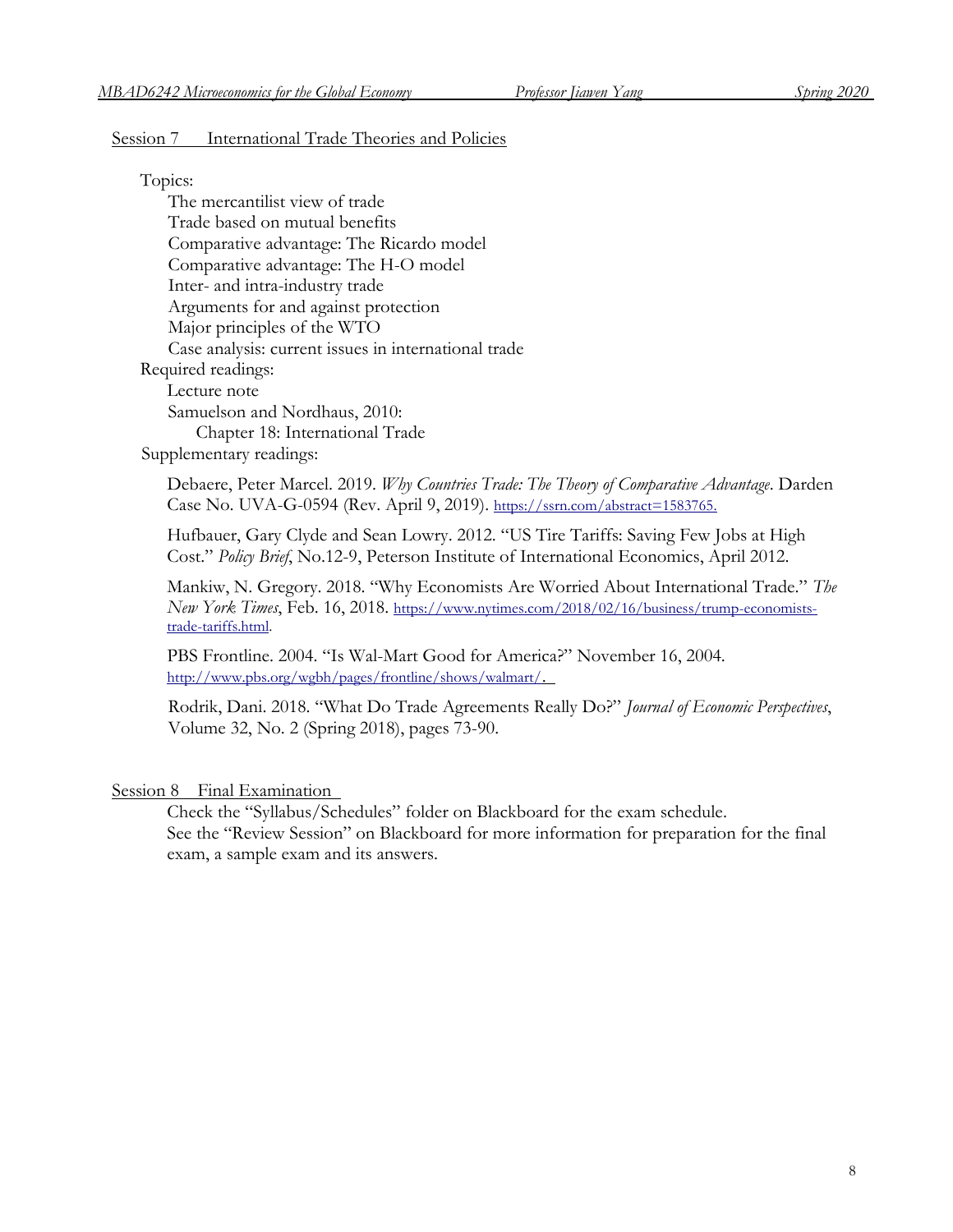## Session 7 International Trade Theories and Policies

Topics:

- The mercantilist view of trade
- Trade based on mutual benefits
- Comparative advantage: The Ricardo model
- Comparative advantage: The H-O model
- Inter- and intra-industry trade
- Arguments for and against protection
- Major principles of the WTO
- Case analysis: current issues in international trade

Required readings:

- Lecture note
- Samuelson and Nordhaus, 2010:
  - Chapter 18: International Trade

Supplementary readings:

Debaere, Peter Marcel. 2019. *Why Countries Trade: The Theory of Comparative Advantage*. Darden Case No. UVA-G-0594 (Rev. April 9, 2019). https://ssrn.com/abstract=1583765.

Hufbauer, Gary Clyde and Sean Lowry. 2012. "US Tire Tariffs: Saving Few Jobs at High Cost." *Policy Brief*, No.12-9, Peterson Institute of International Economics, April 2012.

Mankiw, N. Gregory. 2018. "Why Economists Are Worried About International Trade." *The New York Times*, Feb. 16, 2018. https://www.nytimes.com/2018/02/16/business/trump-economists-trade-tariffs.html.

PBS Frontline. 2004. "Is Wal-Mart Good for America?" November 16, 2004. http://www.pbs.org/wgbh/pages/frontline/shows/walmart/.

Rodrik, Dani. 2018. "What Do Trade Agreements Really Do?" *Journal of Economic Perspectives*, Volume 32, No. 2 (Spring 2018), pages 73-90.

## Session 8 Final Examination

Check the "Syllabus/Schedules" folder on Blackboard for the exam schedule.
See the "Review Session" on Blackboard for more information for preparation for the final exam, a sample exam and its answers.